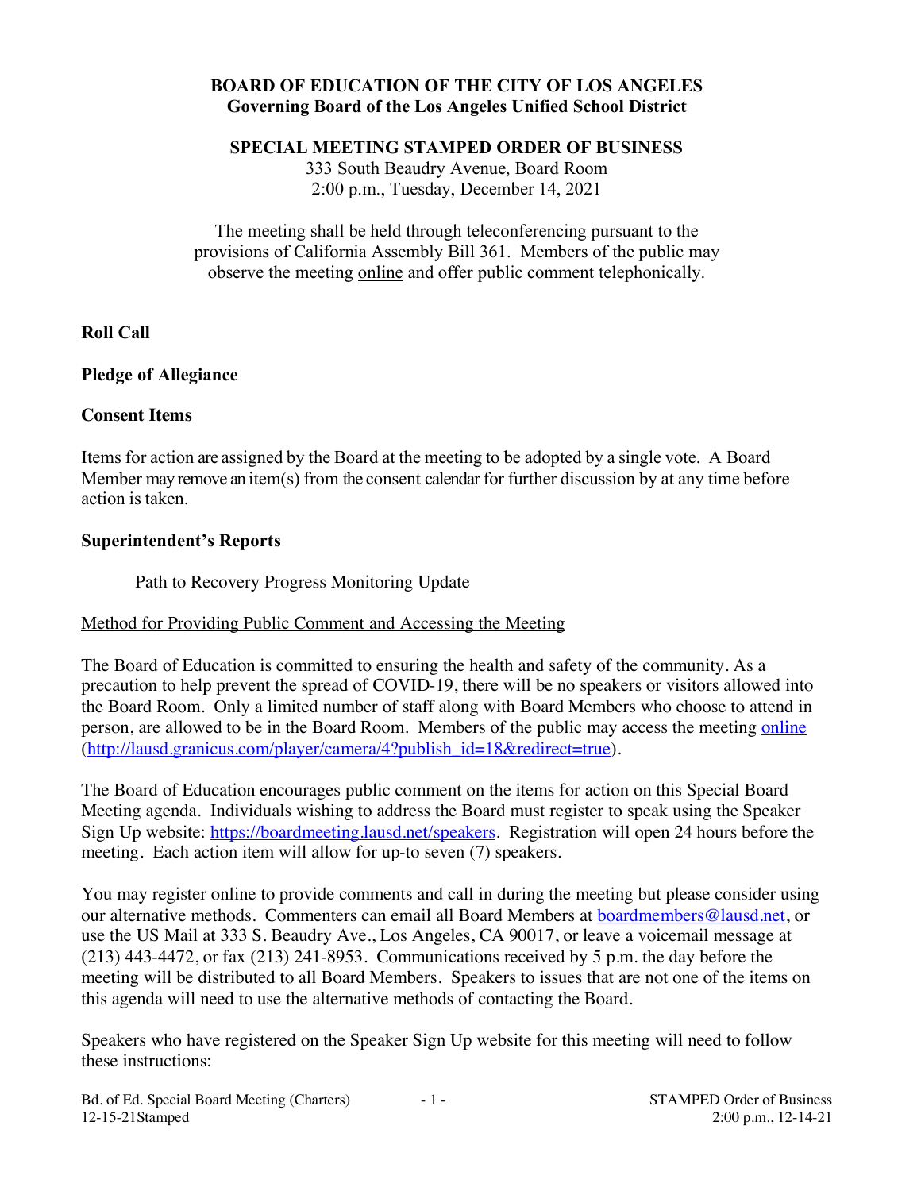**BOARD OF EDUCATION OF THE CITY OF LOS ANGELES**
**Governing Board of the Los Angeles Unified School District**

**SPECIAL MEETING STAMPED ORDER OF BUSINESS**
333 South Beaudry Avenue, Board Room
2:00 p.m., Tuesday, December 14, 2021

The meeting shall be held through teleconferencing pursuant to the provisions of California Assembly Bill 361. Members of the public may observe the meeting online and offer public comment telephonically.

**Roll Call**

**Pledge of Allegiance**

**Consent Items**

Items for action are assigned by the Board at the meeting to be adopted by a single vote. A Board Member may remove an item(s) from the consent calendar for further discussion by at any time before action is taken.

**Superintendent's Reports**

Path to Recovery Progress Monitoring Update

Method for Providing Public Comment and Accessing the Meeting

The Board of Education is committed to ensuring the health and safety of the community. As a precaution to help prevent the spread of COVID-19, there will be no speakers or visitors allowed into the Board Room. Only a limited number of staff along with Board Members who choose to attend in person, are allowed to be in the Board Room. Members of the public may access the meeting online (http://lausd.granicus.com/player/camera/4?publish_id=18&redirect=true).

The Board of Education encourages public comment on the items for action on this Special Board Meeting agenda. Individuals wishing to address the Board must register to speak using the Speaker Sign Up website: https://boardmeeting.lausd.net/speakers. Registration will open 24 hours before the meeting. Each action item will allow for up-to seven (7) speakers.

You may register online to provide comments and call in during the meeting but please consider using our alternative methods. Commenters can email all Board Members at boardmembers@lausd.net, or use the US Mail at 333 S. Beaudry Ave., Los Angeles, CA 90017, or leave a voicemail message at (213) 443-4472, or fax (213) 241-8953. Communications received by 5 p.m. the day before the meeting will be distributed to all Board Members. Speakers to issues that are not one of the items on this agenda will need to use the alternative methods of contacting the Board.

Speakers who have registered on the Speaker Sign Up website for this meeting will need to follow these instructions: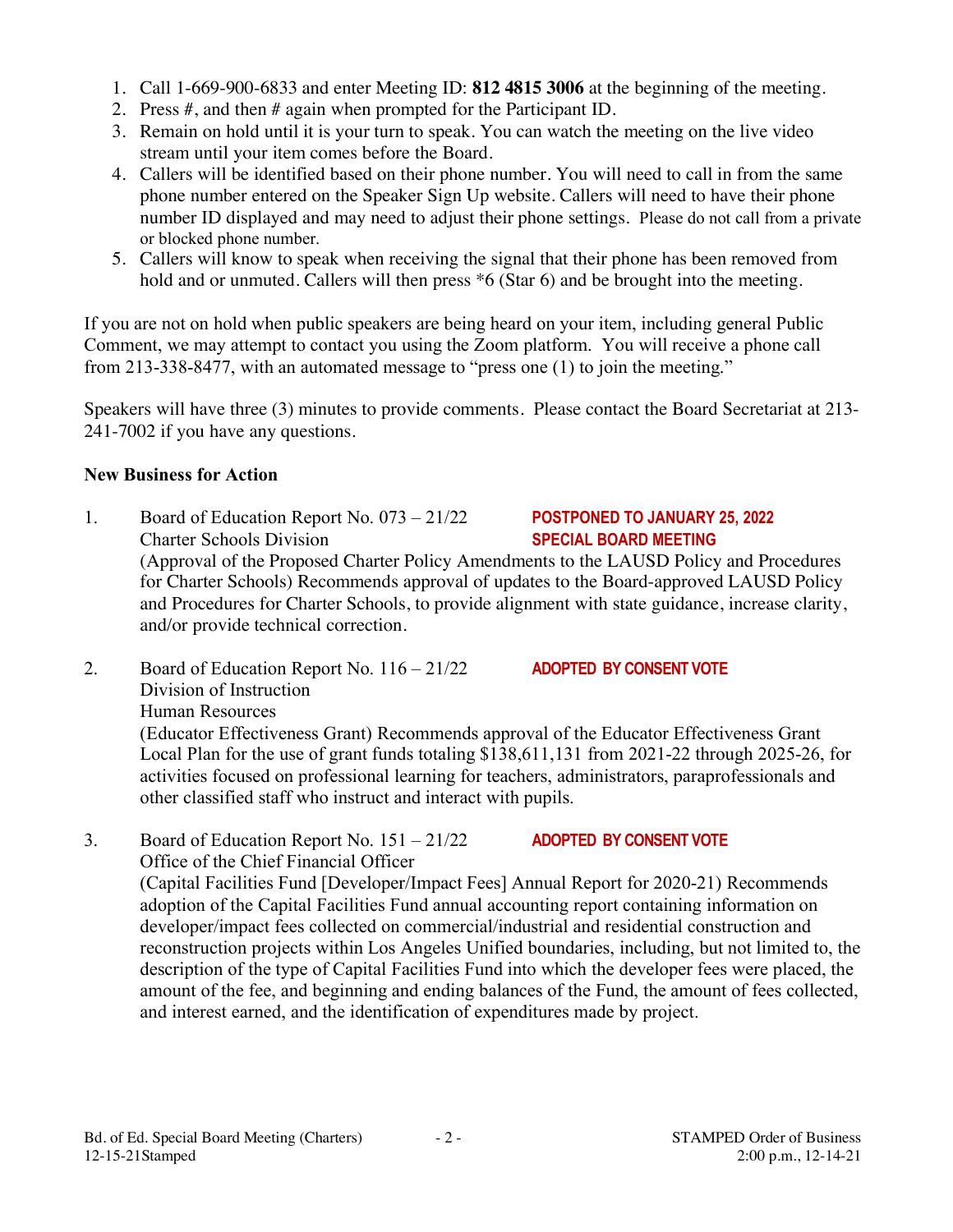1. Call 1-669-900-6833 and enter Meeting ID: **812 4815 3006** at the beginning of the meeting.
2. Press #, and then # again when prompted for the Participant ID.
3. Remain on hold until it is your turn to speak. You can watch the meeting on the live video stream until your item comes before the Board.
4. Callers will be identified based on their phone number. You will need to call in from the same phone number entered on the Speaker Sign Up website. Callers will need to have their phone number ID displayed and may need to adjust their phone settings. Please do not call from a private or blocked phone number.
5. Callers will know to speak when receiving the signal that their phone has been removed from hold and or unmuted. Callers will then press *6 (Star 6) and be brought into the meeting.

If you are not on hold when public speakers are being heard on your item, including general Public Comment, we may attempt to contact you using the Zoom platform. You will receive a phone call from 213-338-8477, with an automated message to "press one (1) to join the meeting."

Speakers will have three (3) minutes to provide comments. Please contact the Board Secretariat at 213-241-7002 if you have any questions.

**New Business for Action**

1. Board of Education Report No. 073 – 21/22 **POSTPONED TO JANUARY 25, 2022 SPECIAL BOARD MEETING**
   Charter Schools Division
   (Approval of the Proposed Charter Policy Amendments to the LAUSD Policy and Procedures for Charter Schools) Recommends approval of updates to the Board-approved LAUSD Policy and Procedures for Charter Schools, to provide alignment with state guidance, increase clarity, and/or provide technical correction.

2. Board of Education Report No. 116 – 21/22 **ADOPTED BY CONSENT VOTE**
   Division of Instruction
   Human Resources
   (Educator Effectiveness Grant) Recommends approval of the Educator Effectiveness Grant Local Plan for the use of grant funds totaling $138,611,131 from 2021-22 through 2025-26, for activities focused on professional learning for teachers, administrators, paraprofessionals and other classified staff who instruct and interact with pupils.

3. Board of Education Report No. 151 – 21/22 **ADOPTED BY CONSENT VOTE**
   Office of the Chief Financial Officer
   (Capital Facilities Fund [Developer/Impact Fees] Annual Report for 2020-21) Recommends adoption of the Capital Facilities Fund annual accounting report containing information on developer/impact fees collected on commercial/industrial and residential construction and reconstruction projects within Los Angeles Unified boundaries, including, but not limited to, the description of the type of Capital Facilities Fund into which the developer fees were placed, the amount of the fee, and beginning and ending balances of the Fund, the amount of fees collected, and interest earned, and the identification of expenditures made by project.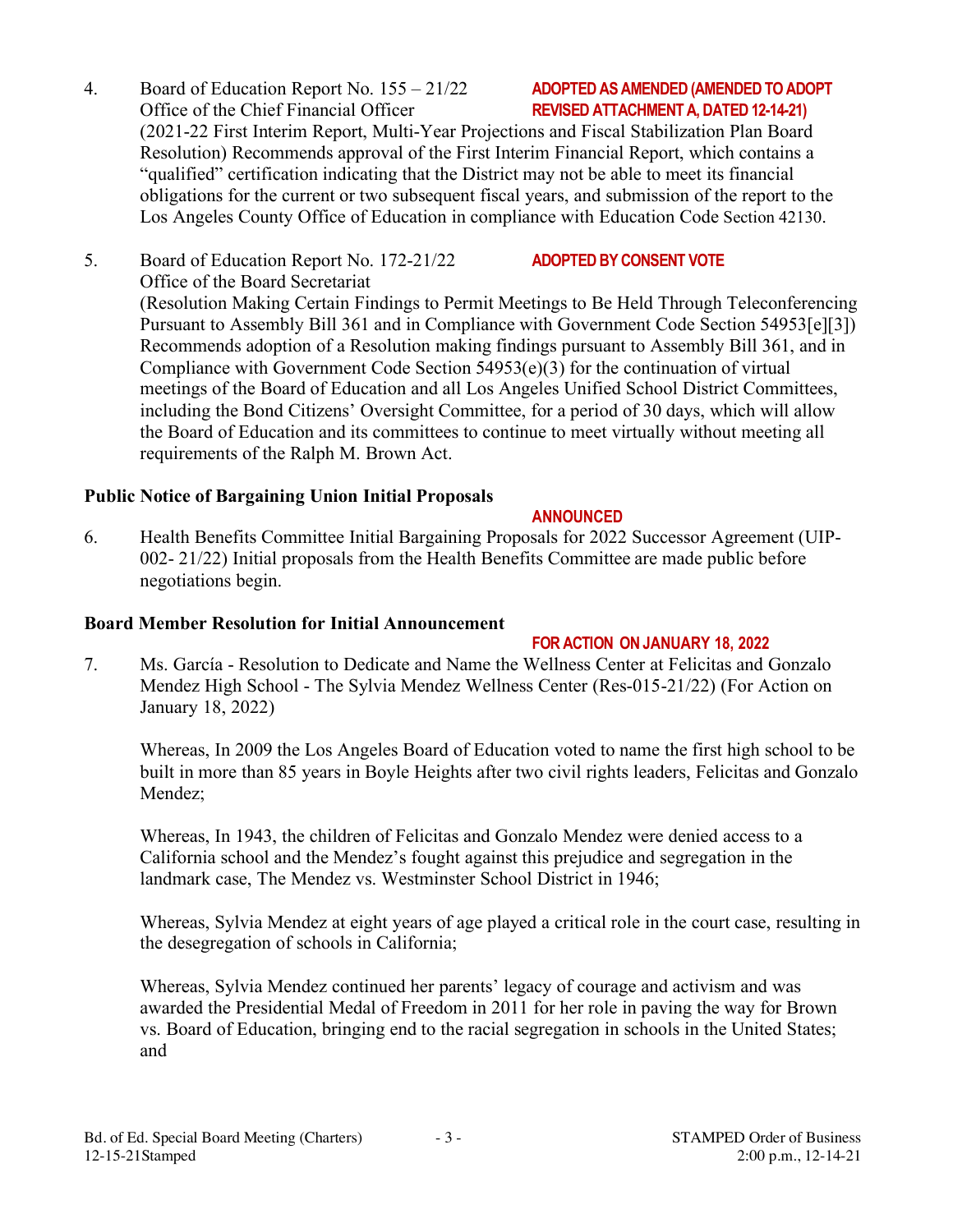4. Board of Education Report No. 155 – 21/22 **ADOPTED AS AMENDED (AMENDED TO ADOPT REVISED ATTACHMENT A, DATED 12-14-21)**
   Office of the Chief Financial Officer
   (2021-22 First Interim Report, Multi-Year Projections and Fiscal Stabilization Plan Board Resolution) Recommends approval of the First Interim Financial Report, which contains a "qualified" certification indicating that the District may not be able to meet its financial obligations for the current or two subsequent fiscal years, and submission of the report to the Los Angeles County Office of Education in compliance with Education Code Section 42130.

5. Board of Education Report No. 172-21/22 **ADOPTED BY CONSENT VOTE**
   Office of the Board Secretariat
   (Resolution Making Certain Findings to Permit Meetings to Be Held Through Teleconferencing Pursuant to Assembly Bill 361 and in Compliance with Government Code Section 54953[e][3]) Recommends adoption of a Resolution making findings pursuant to Assembly Bill 361, and in Compliance with Government Code Section 54953(e)(3) for the continuation of virtual meetings of the Board of Education and all Los Angeles Unified School District Committees, including the Bond Citizens' Oversight Committee, for a period of 30 days, which will allow the Board of Education and its committees to continue to meet virtually without meeting all requirements of the Ralph M. Brown Act.

**Public Notice of Bargaining Union Initial Proposals**

**ANNOUNCED**

6. Health Benefits Committee Initial Bargaining Proposals for 2022 Successor Agreement (UIP-002- 21/22) Initial proposals from the Health Benefits Committee are made public before negotiations begin.

**Board Member Resolution for Initial Announcement**

**FOR ACTION ON JANUARY 18, 2022**

7. Ms. García - Resolution to Dedicate and Name the Wellness Center at Felicitas and Gonzalo Mendez High School - The Sylvia Mendez Wellness Center (Res-015-21/22) (For Action on January 18, 2022)

   Whereas, In 2009 the Los Angeles Board of Education voted to name the first high school to be built in more than 85 years in Boyle Heights after two civil rights leaders, Felicitas and Gonzalo Mendez;

   Whereas, In 1943, the children of Felicitas and Gonzalo Mendez were denied access to a California school and the Mendez's fought against this prejudice and segregation in the landmark case, The Mendez vs. Westminster School District in 1946;

   Whereas, Sylvia Mendez at eight years of age played a critical role in the court case, resulting in the desegregation of schools in California;

   Whereas, Sylvia Mendez continued her parents' legacy of courage and activism and was awarded the Presidential Medal of Freedom in 2011 for her role in paving the way for Brown vs. Board of Education, bringing end to the racial segregation in schools in the United States; and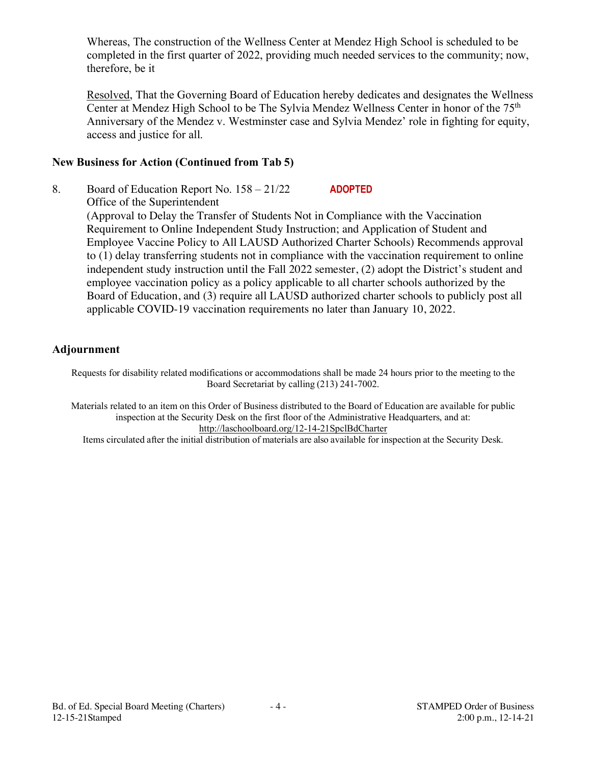Whereas, The construction of the Wellness Center at Mendez High School is scheduled to be completed in the first quarter of 2022, providing much needed services to the community; now, therefore, be it

Resolved, That the Governing Board of Education hereby dedicates and designates the Wellness Center at Mendez High School to be The Sylvia Mendez Wellness Center in honor of the 75th Anniversary of the Mendez v. Westminster case and Sylvia Mendez' role in fighting for equity, access and justice for all.

## New Business for Action (Continued from Tab 5)

8. Board of Education Report No. 158 – 21/22 **ADOPTED**
   Office of the Superintendent
   (Approval to Delay the Transfer of Students Not in Compliance with the Vaccination Requirement to Online Independent Study Instruction; and Application of Student and Employee Vaccine Policy to All LAUSD Authorized Charter Schools) Recommends approval to (1) delay transferring students not in compliance with the vaccination requirement to online independent study instruction until the Fall 2022 semester, (2) adopt the District's student and employee vaccination policy as a policy applicable to all charter schools authorized by the Board of Education, and (3) require all LAUSD authorized charter schools to publicly post all applicable COVID-19 vaccination requirements no later than January 10, 2022.

## Adjournment

Requests for disability related modifications or accommodations shall be made 24 hours prior to the meeting to the Board Secretariat by calling (213) 241-7002.

Materials related to an item on this Order of Business distributed to the Board of Education are available for public inspection at the Security Desk on the first floor of the Administrative Headquarters, and at: http://laschoolboard.org/12-14-21SpclBdCharter
Items circulated after the initial distribution of materials are also available for inspection at the Security Desk.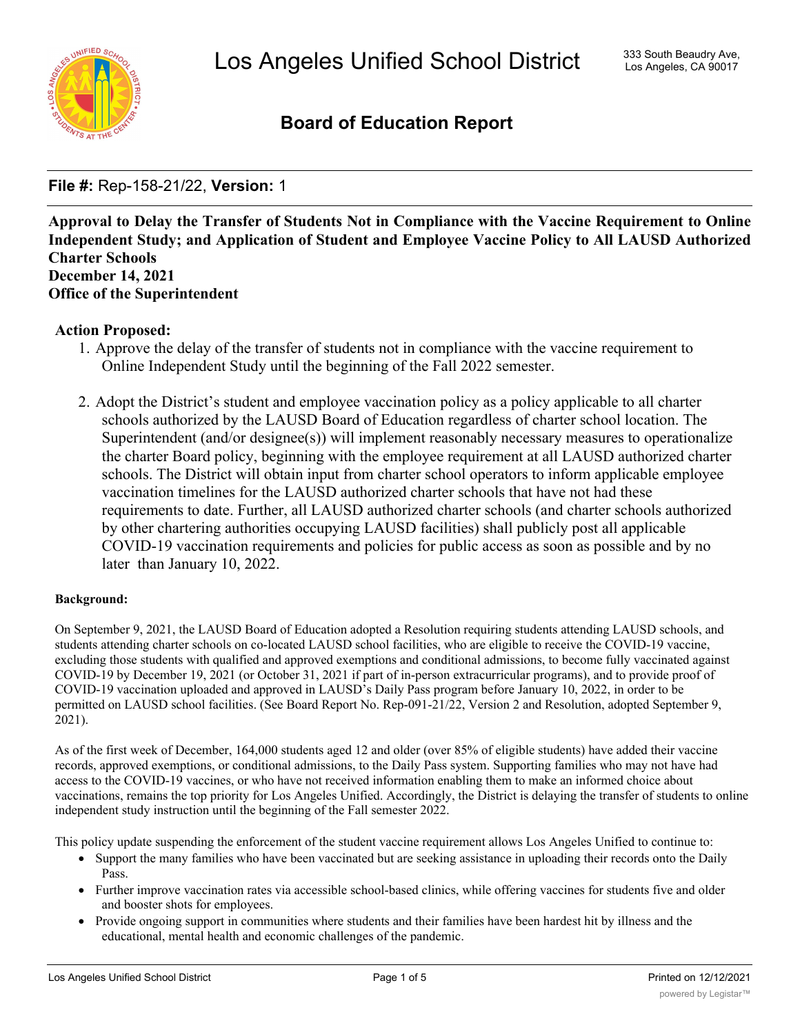# Los Angeles Unified School District

333 South Beaudry Ave, Los Angeles, CA 90017

## Board of Education Report

**File #:** Rep-158-21/22, **Version:** 1

**Approval to Delay the Transfer of Students Not in Compliance with the Vaccine Requirement to Online Independent Study; and Application of Student and Employee Vaccine Policy to All LAUSD Authorized Charter Schools**
**December 14, 2021**
**Office of the Superintendent**

**Action Proposed:**

1. Approve the delay of the transfer of students not in compliance with the vaccine requirement to Online Independent Study until the beginning of the Fall 2022 semester.

2. Adopt the District's student and employee vaccination policy as a policy applicable to all charter schools authorized by the LAUSD Board of Education regardless of charter school location. The Superintendent (and/or designee(s)) will implement reasonably necessary measures to operationalize the charter Board policy, beginning with the employee requirement at all LAUSD authorized charter schools. The District will obtain input from charter school operators to inform applicable employee vaccination timelines for the LAUSD authorized charter schools that have not had these requirements to date. Further, all LAUSD authorized charter schools (and charter schools authorized by other chartering authorities occupying LAUSD facilities) shall publicly post all applicable COVID-19 vaccination requirements and policies for public access as soon as possible and by no later than January 10, 2022.

**Background:**

On September 9, 2021, the LAUSD Board of Education adopted a Resolution requiring students attending LAUSD schools, and students attending charter schools on co-located LAUSD school facilities, who are eligible to receive the COVID-19 vaccine, excluding those students with qualified and approved exemptions and conditional admissions, to become fully vaccinated against COVID-19 by December 19, 2021 (or October 31, 2021 if part of in-person extracurricular programs), and to provide proof of COVID-19 vaccination uploaded and approved in LAUSD's Daily Pass program before January 10, 2022, in order to be permitted on LAUSD school facilities. (See Board Report No. Rep-091-21/22, Version 2 and Resolution, adopted September 9, 2021).

As of the first week of December, 164,000 students aged 12 and older (over 85% of eligible students) have added their vaccine records, approved exemptions, or conditional admissions, to the Daily Pass system. Supporting families who may not have had access to the COVID-19 vaccines, or who have not received information enabling them to make an informed choice about vaccinations, remains the top priority for Los Angeles Unified. Accordingly, the District is delaying the transfer of students to online independent study instruction until the beginning of the Fall semester 2022.

This policy update suspending the enforcement of the student vaccine requirement allows Los Angeles Unified to continue to:

- Support the many families who have been vaccinated but are seeking assistance in uploading their records onto the Daily Pass.
- Further improve vaccination rates via accessible school-based clinics, while offering vaccines for students five and older and booster shots for employees.
- Provide ongoing support in communities where students and their families have been hardest hit by illness and the educational, mental health and economic challenges of the pandemic.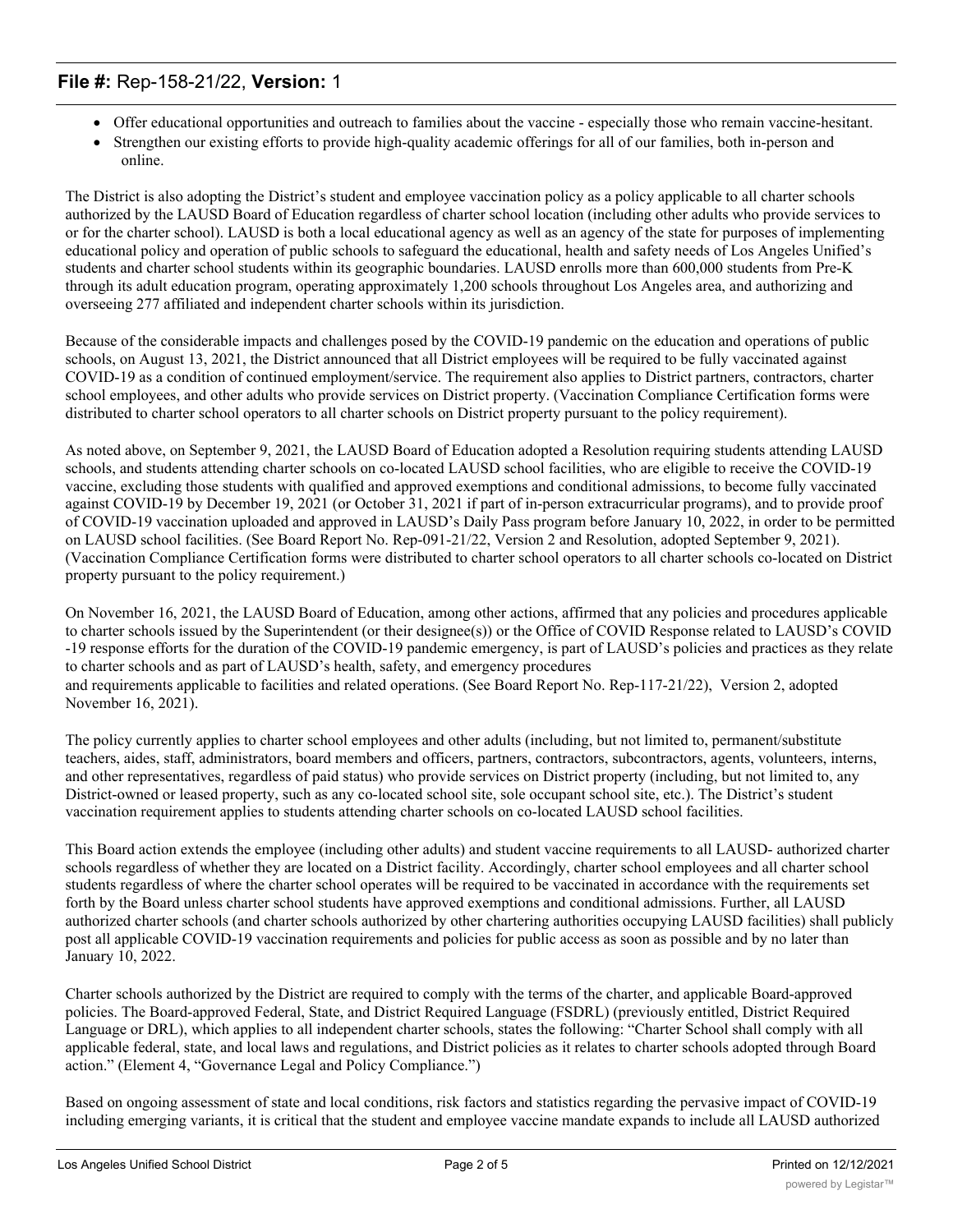- Offer educational opportunities and outreach to families about the vaccine - especially those who remain vaccine-hesitant.
- Strengthen our existing efforts to provide high-quality academic offerings for all of our families, both in-person and online.

The District is also adopting the District's student and employee vaccination policy as a policy applicable to all charter schools authorized by the LAUSD Board of Education regardless of charter school location (including other adults who provide services to or for the charter school). LAUSD is both a local educational agency as well as an agency of the state for purposes of implementing educational policy and operation of public schools to safeguard the educational, health and safety needs of Los Angeles Unified's students and charter school students within its geographic boundaries. LAUSD enrolls more than 600,000 students from Pre-K through its adult education program, operating approximately 1,200 schools throughout Los Angeles area, and authorizing and overseeing 277 affiliated and independent charter schools within its jurisdiction.

Because of the considerable impacts and challenges posed by the COVID-19 pandemic on the education and operations of public schools, on August 13, 2021, the District announced that all District employees will be required to be fully vaccinated against COVID-19 as a condition of continued employment/service. The requirement also applies to District partners, contractors, charter school employees, and other adults who provide services on District property. (Vaccination Compliance Certification forms were distributed to charter school operators to all charter schools on District property pursuant to the policy requirement).

As noted above, on September 9, 2021, the LAUSD Board of Education adopted a Resolution requiring students attending LAUSD schools, and students attending charter schools on co-located LAUSD school facilities, who are eligible to receive the COVID-19 vaccine, excluding those students with qualified and approved exemptions and conditional admissions, to become fully vaccinated against COVID-19 by December 19, 2021 (or October 31, 2021 if part of in-person extracurricular programs), and to provide proof of COVID-19 vaccination uploaded and approved in LAUSD's Daily Pass program before January 10, 2022, in order to be permitted on LAUSD school facilities. (See Board Report No. Rep-091-21/22, Version 2 and Resolution, adopted September 9, 2021). (Vaccination Compliance Certification forms were distributed to charter school operators to all charter schools co-located on District property pursuant to the policy requirement.)

On November 16, 2021, the LAUSD Board of Education, among other actions, affirmed that any policies and procedures applicable to charter schools issued by the Superintendent (or their designee(s)) or the Office of COVID Response related to LAUSD's COVID -19 response efforts for the duration of the COVID-19 pandemic emergency, is part of LAUSD's policies and practices as they relate to charter schools and as part of LAUSD's health, safety, and emergency procedures and requirements applicable to facilities and related operations. (See Board Report No. Rep-117-21/22), Version 2, adopted November 16, 2021).

The policy currently applies to charter school employees and other adults (including, but not limited to, permanent/substitute teachers, aides, staff, administrators, board members and officers, partners, contractors, subcontractors, agents, volunteers, interns, and other representatives, regardless of paid status) who provide services on District property (including, but not limited to, any District-owned or leased property, such as any co-located school site, sole occupant school site, etc.). The District's student vaccination requirement applies to students attending charter schools on co-located LAUSD school facilities.

This Board action extends the employee (including other adults) and student vaccine requirements to all LAUSD- authorized charter schools regardless of whether they are located on a District facility. Accordingly, charter school employees and all charter school students regardless of where the charter school operates will be required to be vaccinated in accordance with the requirements set forth by the Board unless charter school students have approved exemptions and conditional admissions. Further, all LAUSD authorized charter schools (and charter schools authorized by other chartering authorities occupying LAUSD facilities) shall publicly post all applicable COVID-19 vaccination requirements and policies for public access as soon as possible and by no later than January 10, 2022.

Charter schools authorized by the District are required to comply with the terms of the charter, and applicable Board-approved policies. The Board-approved Federal, State, and District Required Language (FSDRL) (previously entitled, District Required Language or DRL), which applies to all independent charter schools, states the following: "Charter School shall comply with all applicable federal, state, and local laws and regulations, and District policies as it relates to charter schools adopted through Board action." (Element 4, "Governance Legal and Policy Compliance.")

Based on ongoing assessment of state and local conditions, risk factors and statistics regarding the pervasive impact of COVID-19 including emerging variants, it is critical that the student and employee vaccine mandate expands to include all LAUSD authorized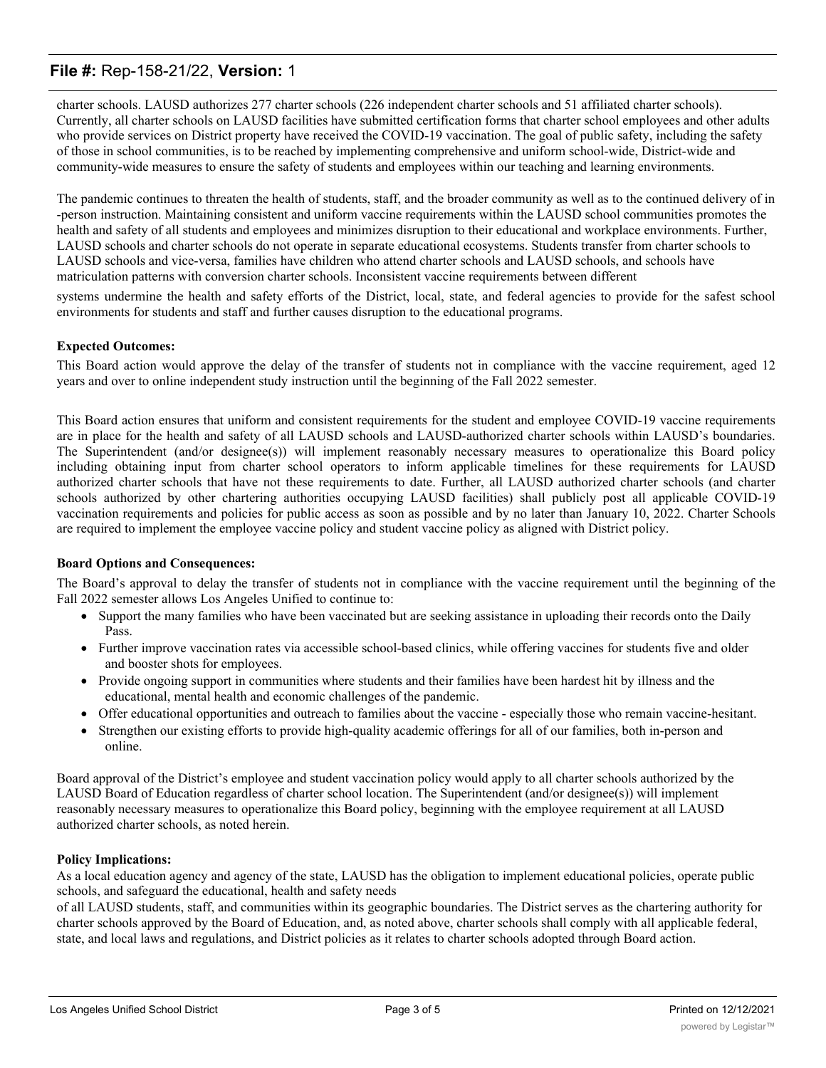charter schools. LAUSD authorizes 277 charter schools (226 independent charter schools and 51 affiliated charter schools). Currently, all charter schools on LAUSD facilities have submitted certification forms that charter school employees and other adults who provide services on District property have received the COVID-19 vaccination. The goal of public safety, including the safety of those in school communities, is to be reached by implementing comprehensive and uniform school-wide, District-wide and community-wide measures to ensure the safety of students and employees within our teaching and learning environments.

The pandemic continues to threaten the health of students, staff, and the broader community as well as to the continued delivery of in-person instruction. Maintaining consistent and uniform vaccine requirements within the LAUSD school communities promotes the health and safety of all students and employees and minimizes disruption to their educational and workplace environments. Further, LAUSD schools and charter schools do not operate in separate educational ecosystems. Students transfer from charter schools to LAUSD schools and vice-versa, families have children who attend charter schools and LAUSD schools, and schools have matriculation patterns with conversion charter schools. Inconsistent vaccine requirements between different systems undermine the health and safety efforts of the District, local, state, and federal agencies to provide for the safest school environments for students and staff and further causes disruption to the educational programs.

**Expected Outcomes:**

This Board action would approve the delay of the transfer of students not in compliance with the vaccine requirement, aged 12 years and over to online independent study instruction until the beginning of the Fall 2022 semester.

This Board action ensures that uniform and consistent requirements for the student and employee COVID-19 vaccine requirements are in place for the health and safety of all LAUSD schools and LAUSD-authorized charter schools within LAUSD's boundaries. The Superintendent (and/or designee(s)) will implement reasonably necessary measures to operationalize this Board policy including obtaining input from charter school operators to inform applicable timelines for these requirements for LAUSD authorized charter schools that have not these requirements to date. Further, all LAUSD authorized charter schools (and charter schools authorized by other chartering authorities occupying LAUSD facilities) shall publicly post all applicable COVID-19 vaccination requirements and policies for public access as soon as possible and by no later than January 10, 2022. Charter Schools are required to implement the employee vaccine policy and student vaccine policy as aligned with District policy.

**Board Options and Consequences:**

The Board's approval to delay the transfer of students not in compliance with the vaccine requirement until the beginning of the Fall 2022 semester allows Los Angeles Unified to continue to:

- Support the many families who have been vaccinated but are seeking assistance in uploading their records onto the Daily Pass.
- Further improve vaccination rates via accessible school-based clinics, while offering vaccines for students five and older and booster shots for employees.
- Provide ongoing support in communities where students and their families have been hardest hit by illness and the educational, mental health and economic challenges of the pandemic.
- Offer educational opportunities and outreach to families about the vaccine - especially those who remain vaccine-hesitant.
- Strengthen our existing efforts to provide high-quality academic offerings for all of our families, both in-person and online.

Board approval of the District's employee and student vaccination policy would apply to all charter schools authorized by the LAUSD Board of Education regardless of charter school location. The Superintendent (and/or designee(s)) will implement reasonably necessary measures to operationalize this Board policy, beginning with the employee requirement at all LAUSD authorized charter schools, as noted herein.

**Policy Implications:**

As a local education agency and agency of the state, LAUSD has the obligation to implement educational policies, operate public schools, and safeguard the educational, health and safety needs of all LAUSD students, staff, and communities within its geographic boundaries. The District serves as the chartering authority for charter schools approved by the Board of Education, and, as noted above, charter schools shall comply with all applicable federal, state, and local laws and regulations, and District policies as it relates to charter schools adopted through Board action.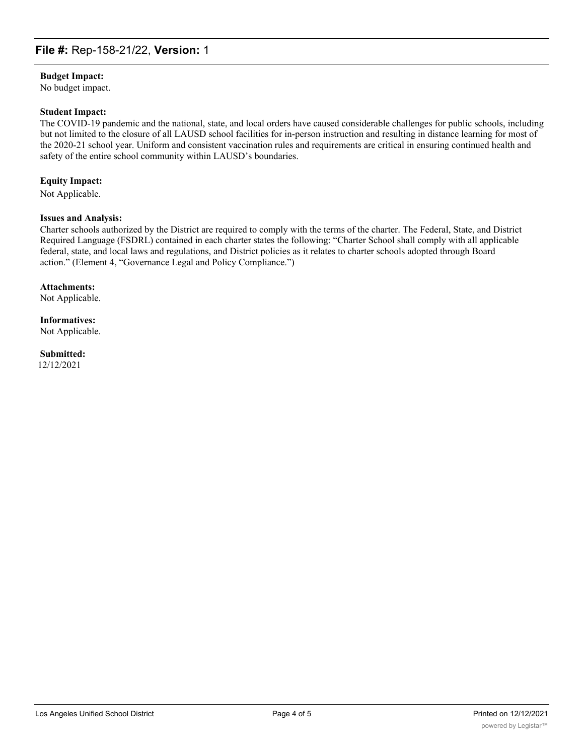**Budget Impact:**
No budget impact.

**Student Impact:**
The COVID-19 pandemic and the national, state, and local orders have caused considerable challenges for public schools, including but not limited to the closure of all LAUSD school facilities for in-person instruction and resulting in distance learning for most of the 2020-21 school year. Uniform and consistent vaccination rules and requirements are critical in ensuring continued health and safety of the entire school community within LAUSD's boundaries.

**Equity Impact:**
Not Applicable.

**Issues and Analysis:**
Charter schools authorized by the District are required to comply with the terms of the charter. The Federal, State, and District Required Language (FSDRL) contained in each charter states the following: "Charter School shall comply with all applicable federal, state, and local laws and regulations, and District policies as it relates to charter schools adopted through Board action." (Element 4, "Governance Legal and Policy Compliance.")

**Attachments:**
Not Applicable.

**Informatives:**
Not Applicable.

**Submitted:**
12/12/2021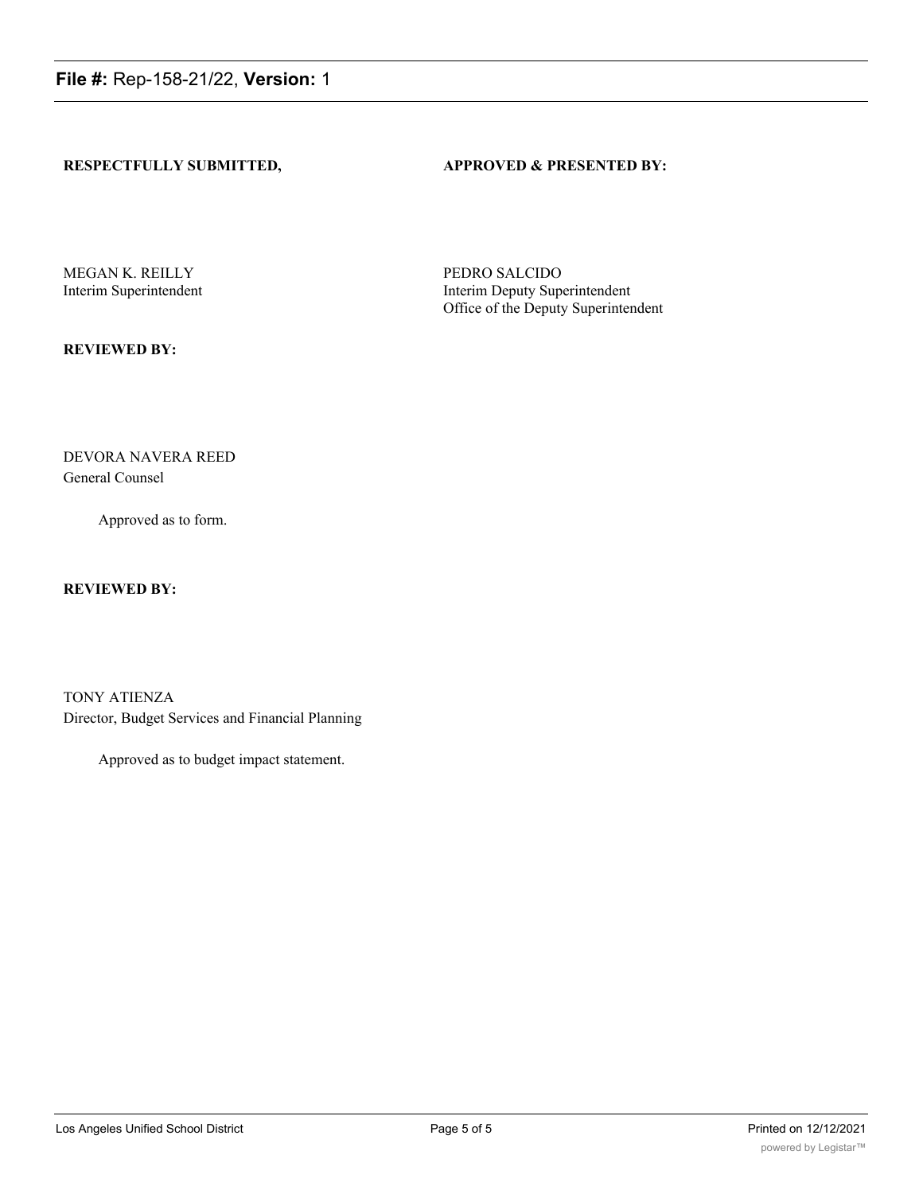**RESPECTFULLY SUBMITTED,**

MEGAN K. REILLY
Interim Superintendent

**APPROVED & PRESENTED BY:**

PEDRO SALCIDO
Interim Deputy Superintendent
Office of the Deputy Superintendent

**REVIEWED BY:**

DEVORA NAVERA REED
General Counsel

Approved as to form.

**REVIEWED BY:**

TONY ATIENZA
Director, Budget Services and Financial Planning

Approved as to budget impact statement.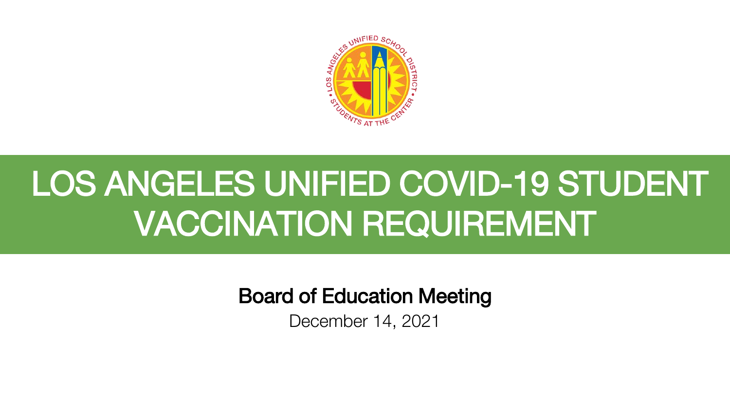# LOS ANGELES UNIFIED COVID-19 STUDENT VACCINATION REQUIREMENT

**Board of Education Meeting**

December 14, 2021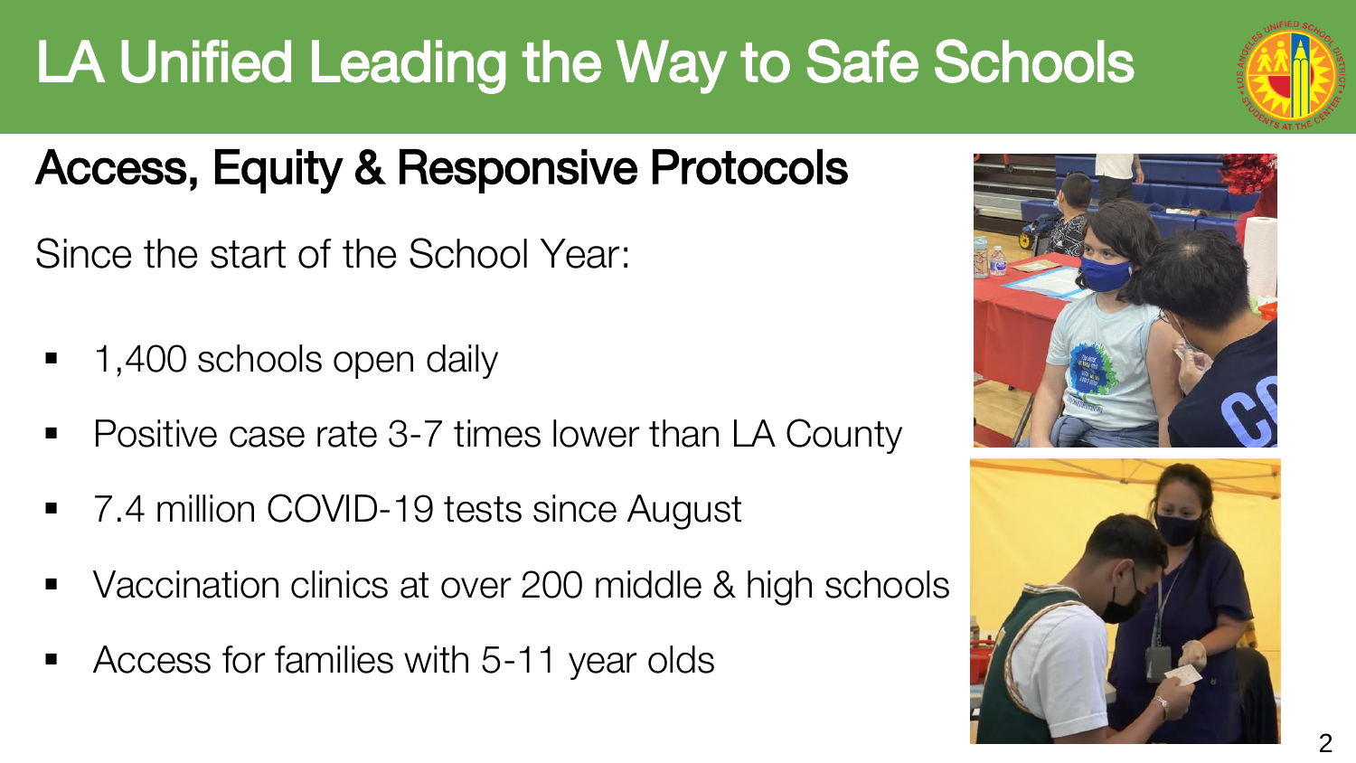# LA Unified Leading the Way to Safe Schools

## Access, Equity & Responsive Protocols

Since the start of the School Year:

- 1,400 schools open daily
- Positive case rate 3-7 times lower than LA County
- 7.4 million COVID-19 tests since August
- Vaccination clinics at over 200 middle & high schools
- Access for families with 5-11 year olds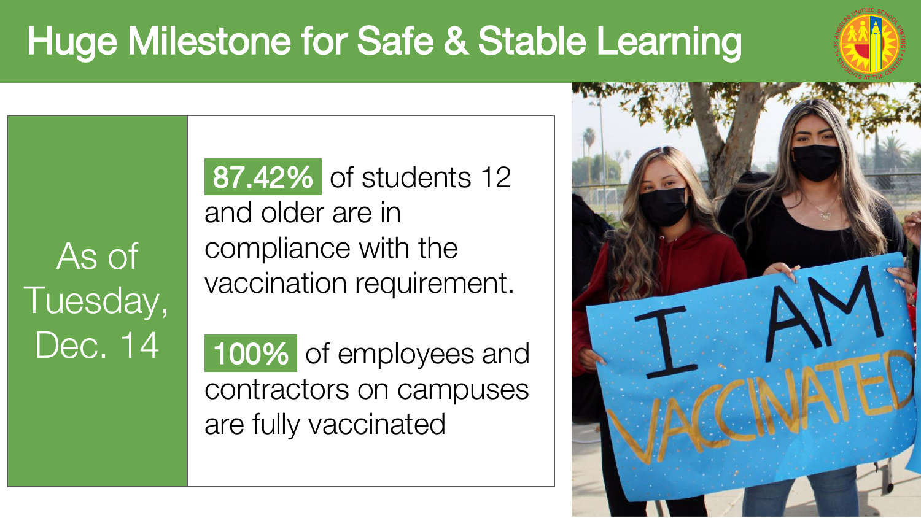# Huge Milestone for Safe & Stable Learning

As of Tuesday, Dec. 14

**87.42%** of students 12 and older are in compliance with the vaccination requirement.

**100%** of employees and contractors on campuses are fully vaccinated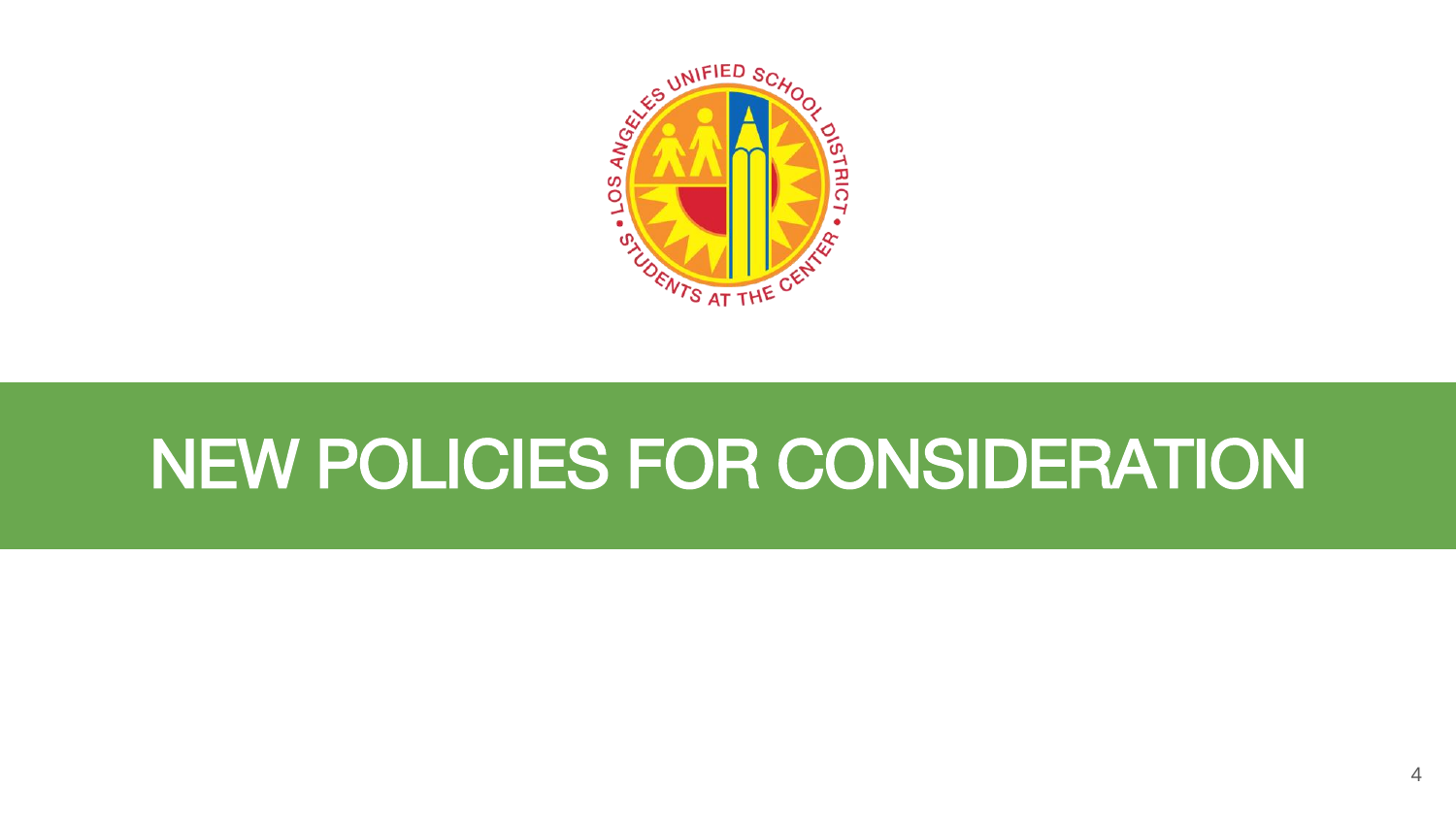# NEW POLICIES FOR CONSIDERATION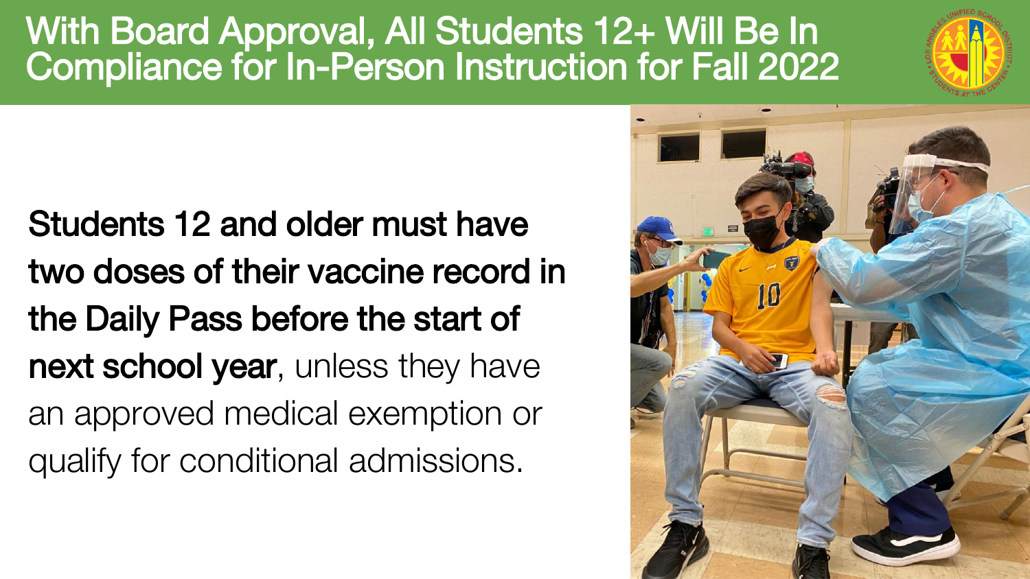# With Board Approval, All Students 12+ Will Be In Compliance for In-Person Instruction for Fall 2022

**Students 12 and older must have two doses of their vaccine record in the Daily Pass before the start of next school year**, unless they have an approved medical exemption or qualify for conditional admissions.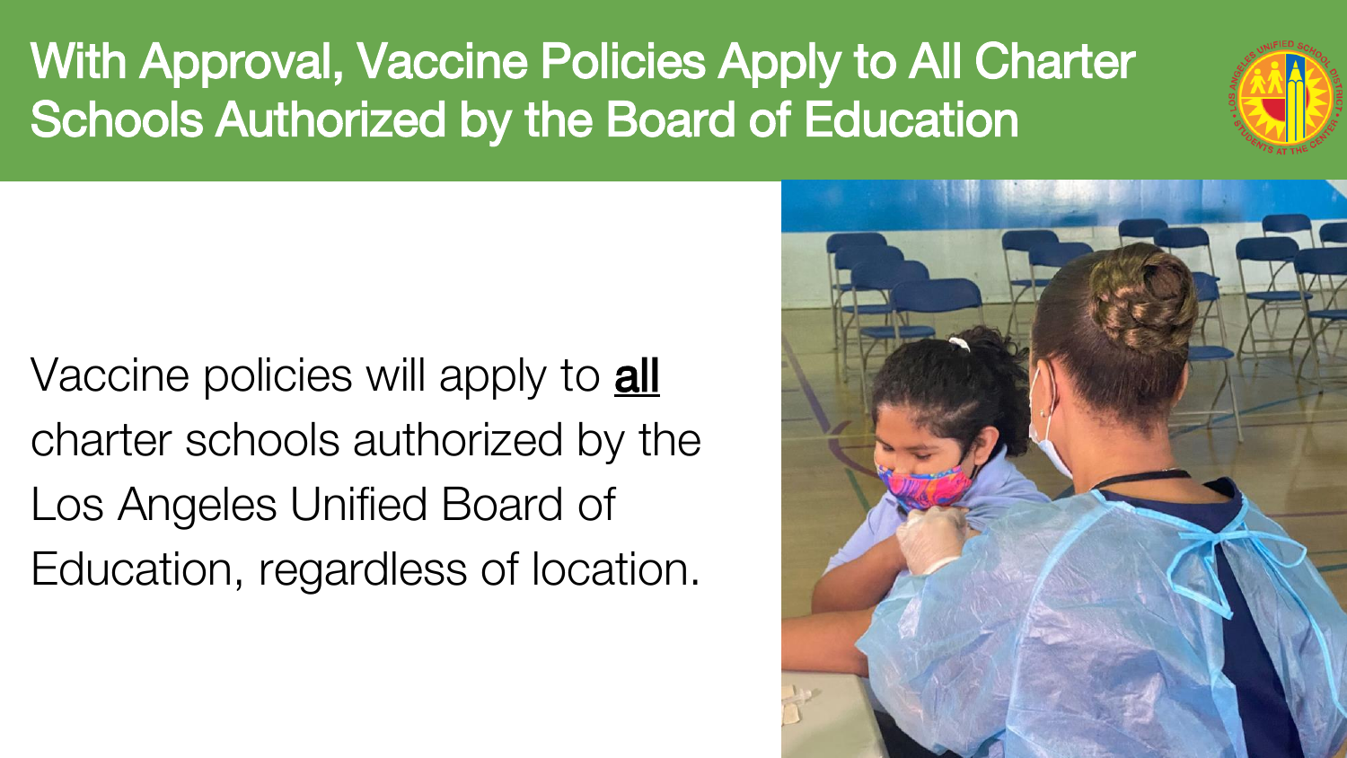# With Approval, Vaccine Policies Apply to All Charter Schools Authorized by the Board of Education

Vaccine policies will apply to **all** charter schools authorized by the Los Angeles Unified Board of Education, regardless of location.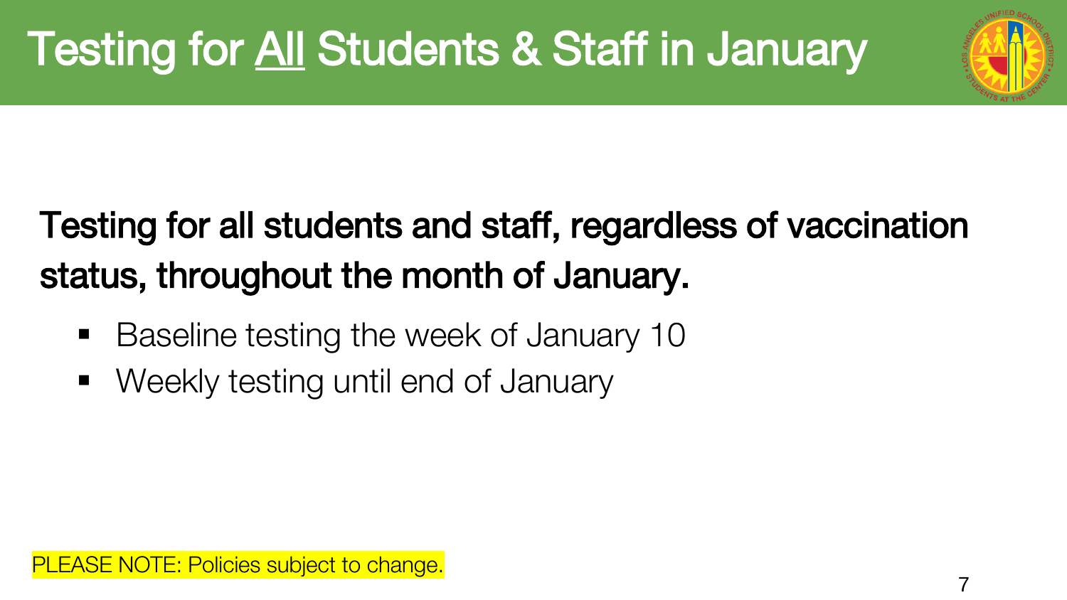# Testing for <u>All</u> Students & Staff in January

**Testing for all students and staff, regardless of vaccination status, throughout the month of January.**

- Baseline testing the week of January 10
- Weekly testing until end of January

PLEASE NOTE: Policies subject to change.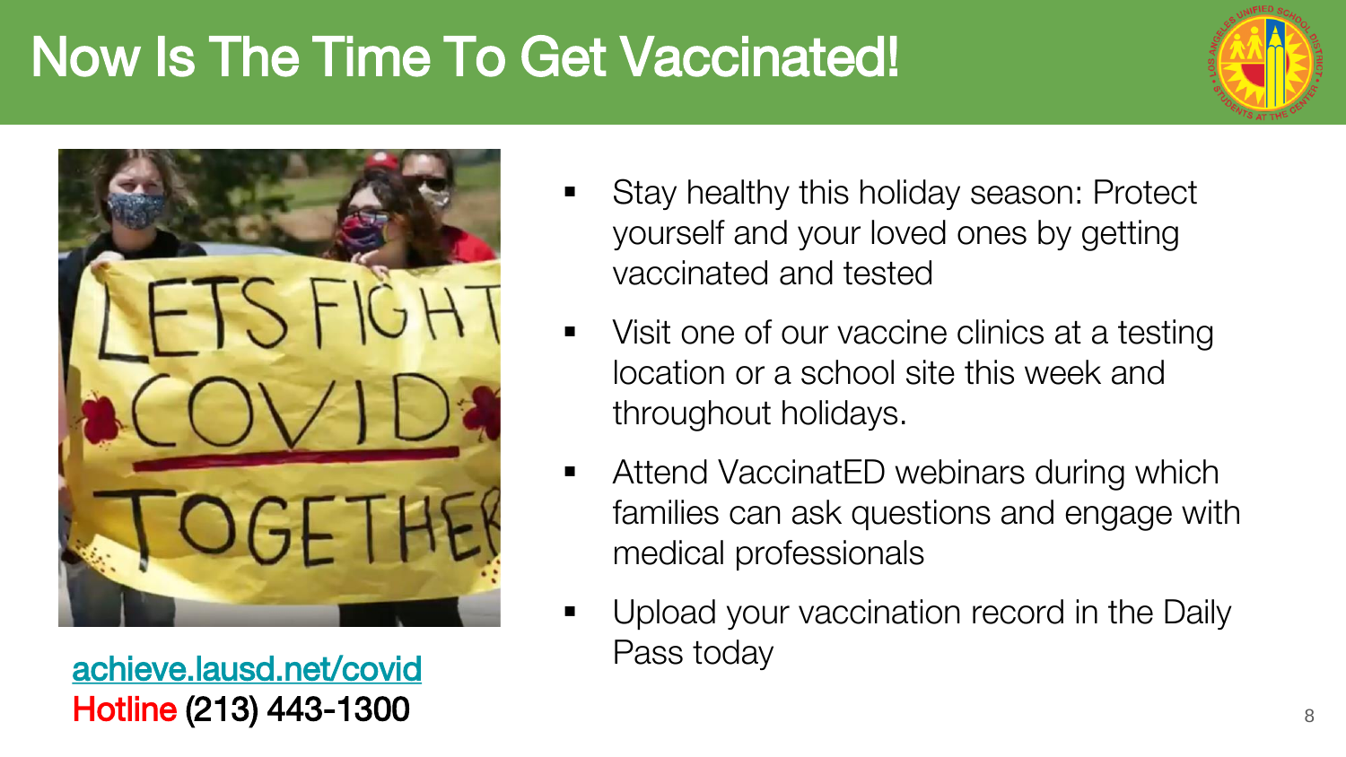# Now Is The Time To Get Vaccinated!

- Stay healthy this holiday season: Protect yourself and your loved ones by getting vaccinated and tested
- Visit one of our vaccine clinics at a testing location or a school site this week and throughout holidays.
- Attend VaccinatED webinars during which families can ask questions and engage with medical professionals
- Upload your vaccination record in the Daily Pass today

achieve.lausd.net/covid

Hotline (213) 443-1300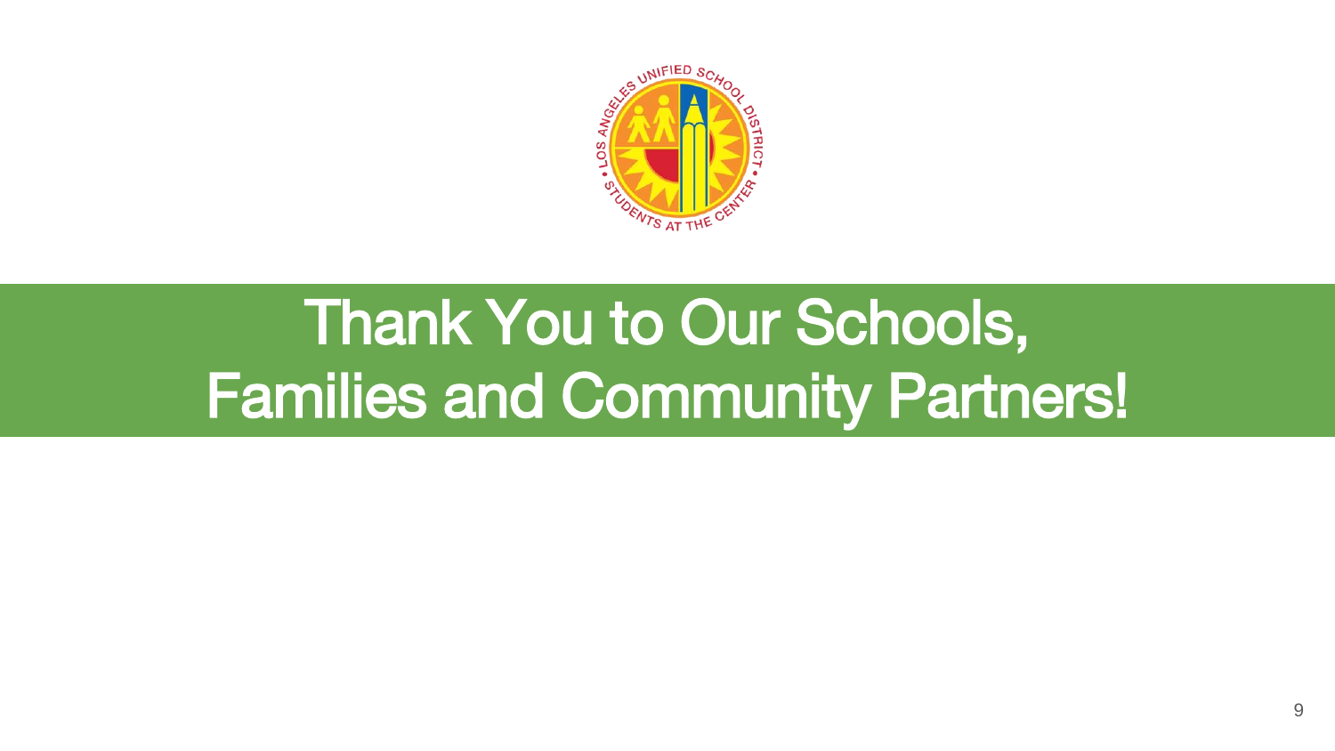# Thank You to Our Schools, Families and Community Partners!